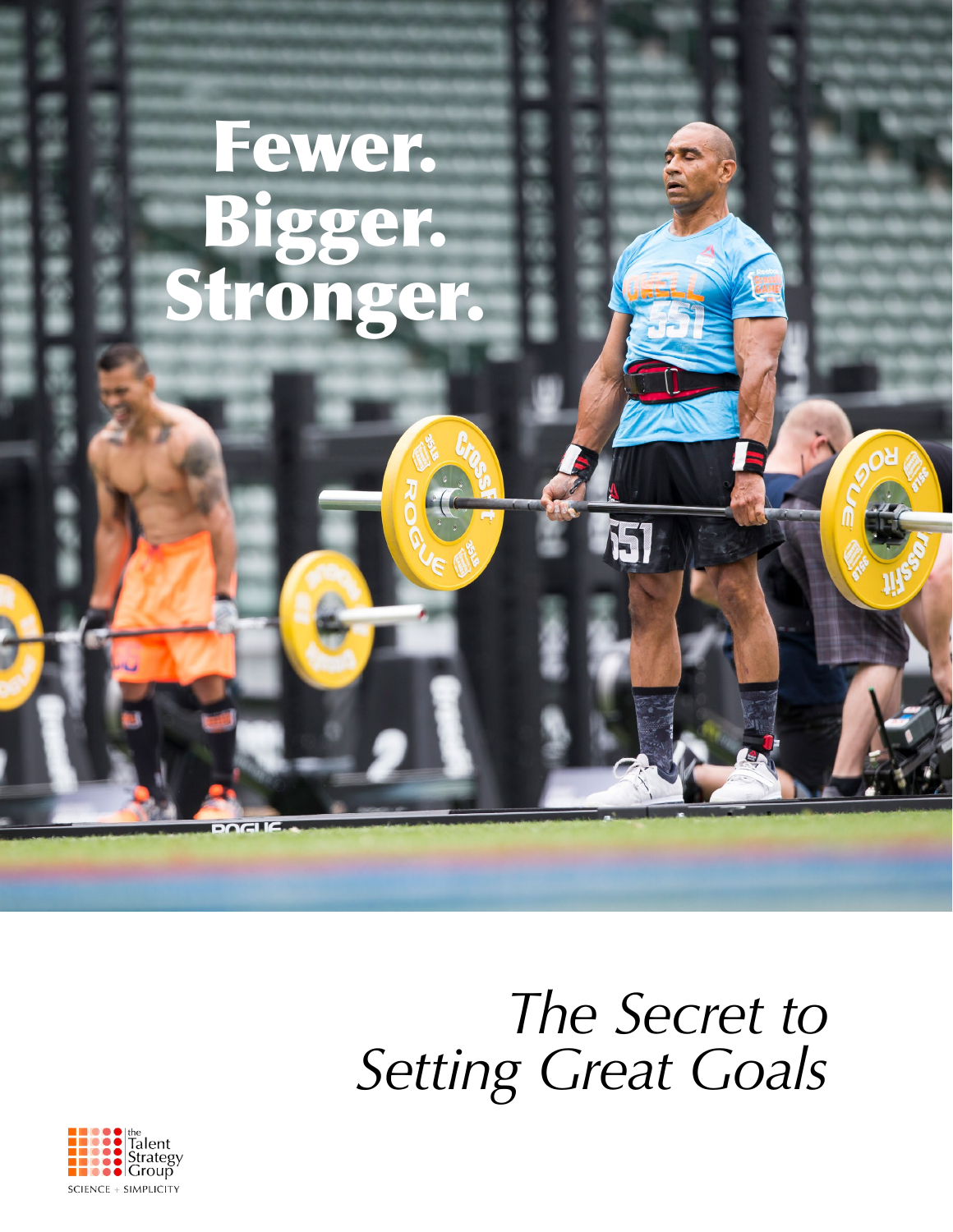# Fewer. Bigger. Stronger.

*The Secret to Setting Great Goals*

the Talent Strategy Group

SCIENCE + SIMPLICITY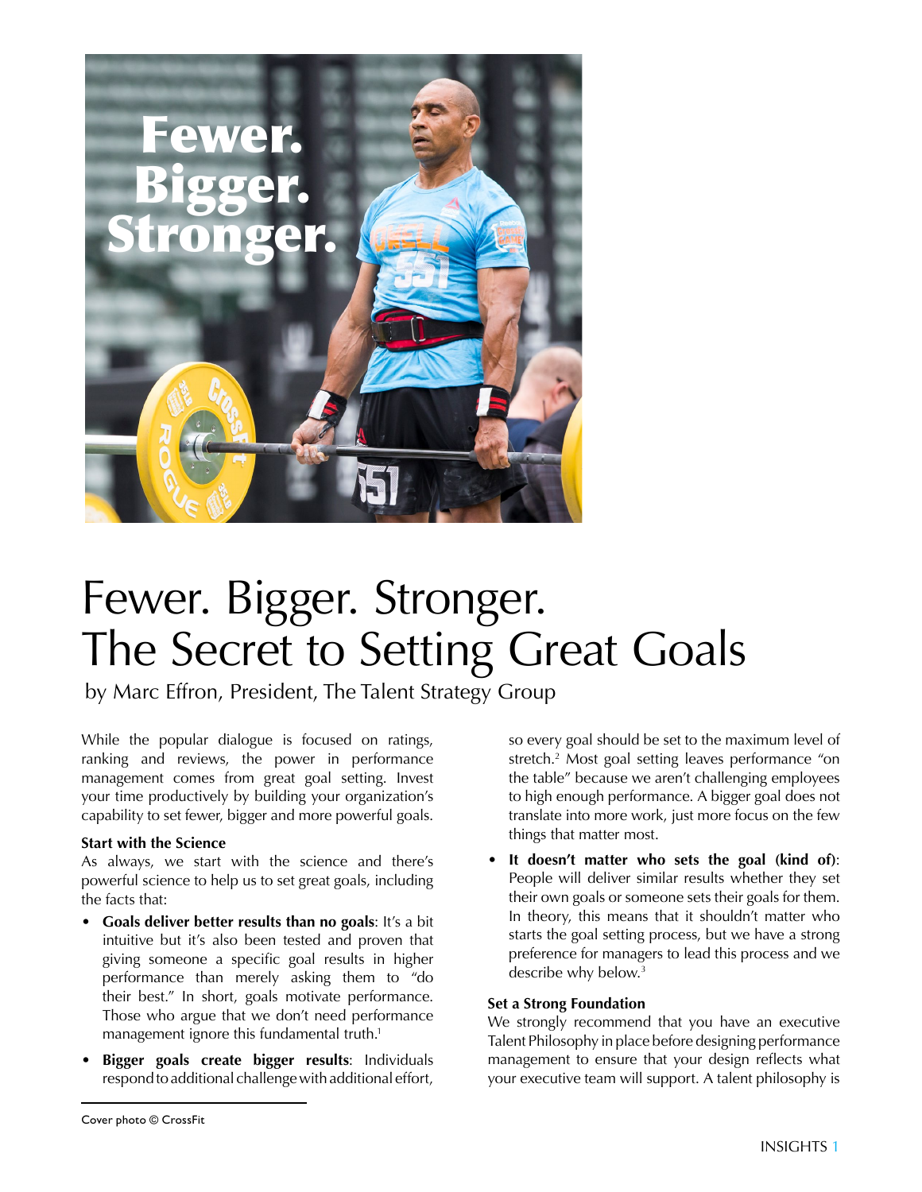# Fewer. Bigger. Stronger. The Secret to Setting Great Goals

by Marc Effron, President, The Talent Strategy Group

While the popular dialogue is focused on ratings, ranking and reviews, the power in performance management comes from great goal setting. Invest your time productively by building your organization's capability to set fewer, bigger and more powerful goals.

### Start with the Science

As always, we start with the science and there's powerful science to help us to set great goals, including the facts that:

- **Goals deliver better results than no goals**: It's a bit intuitive but it's also been tested and proven that giving someone a specific goal results in higher performance than merely asking them to "do their best." In short, goals motivate performance. Those who argue that we don't need performance management ignore this fundamental truth.[1]
- **Bigger goals create bigger results**: Individuals respond to additional challenge with additional effort, so every goal should be set to the maximum level of stretch.[2] Most goal setting leaves performance "on the table" because we aren't challenging employees to high enough performance. A bigger goal does not translate into more work, just more focus on the few things that matter most.
- **It doesn't matter who sets the goal (kind of)**: People will deliver similar results whether they set their own goals or someone sets their goals for them. In theory, this means that it shouldn't matter who starts the goal setting process, but we have a strong preference for managers to lead this process and we describe why below.[3]

### Set a Strong Foundation

We strongly recommend that you have an executive Talent Philosophy in place before designing performance management to ensure that your design reflects what your executive team will support. A talent philosophy is

Cover photo © CrossFit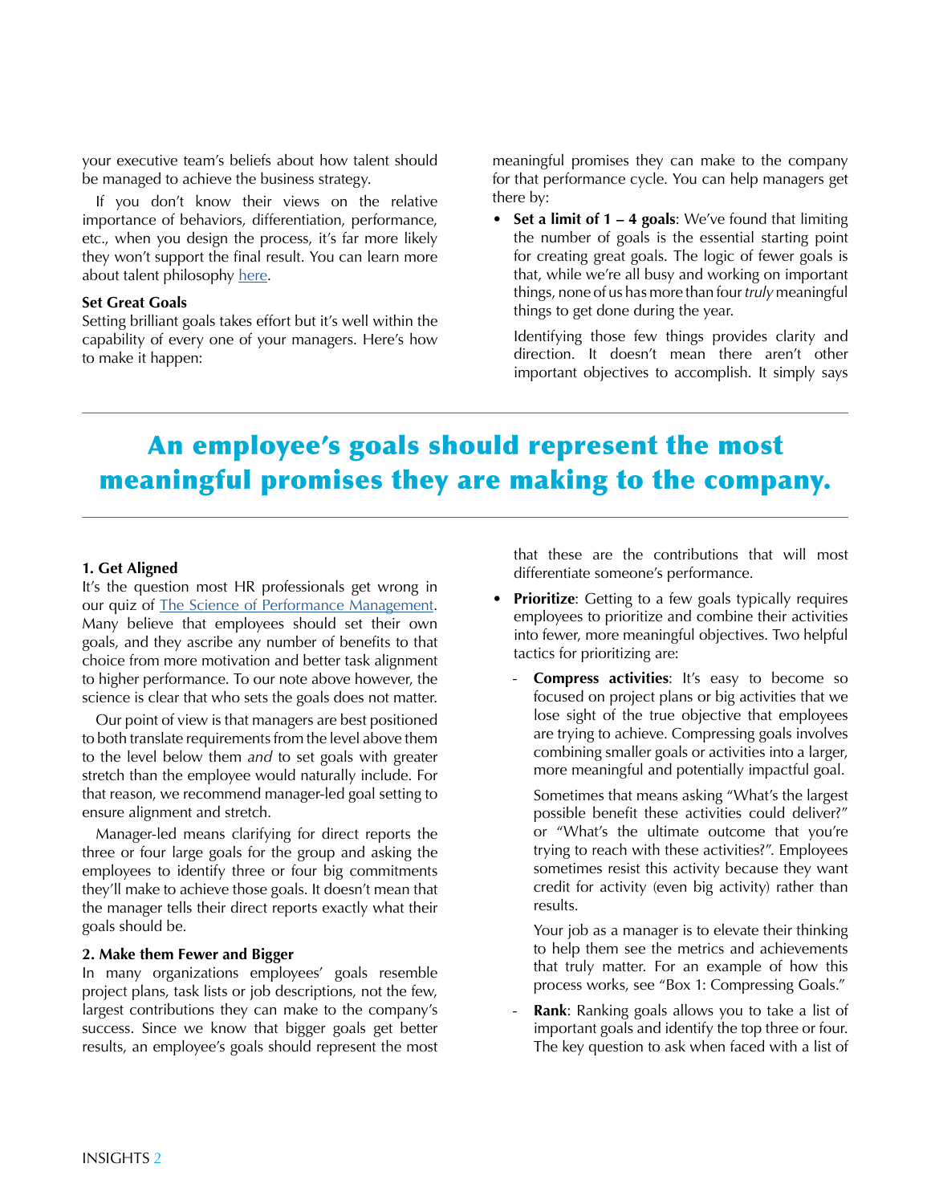your executive team's beliefs about how talent should be managed to achieve the business strategy.

If you don't know their views on the relative importance of behaviors, differentiation, performance, etc., when you design the process, it's far more likely they won't support the final result. You can learn more about talent philosophy [here](#).

### Set Great Goals

Setting brilliant goals takes effort but it's well within the capability of every one of your managers. Here's how to make it happen:

> **An employee's goals should represent the most meaningful promises they are making to the company.**

#### 1. Get Aligned

It's the question most HR professionals get wrong in our quiz of [The Science of Performance Management](#). Many believe that employees should set their own goals, and they ascribe any number of benefits to that choice from more motivation and better task alignment to higher performance. To our note above however, the science is clear that who sets the goals does not matter.

Our point of view is that managers are best positioned to both translate requirements from the level above them to the level below them *and* to set goals with greater stretch than the employee would naturally include. For that reason, we recommend manager-led goal setting to ensure alignment and stretch.

Manager-led means clarifying for direct reports the three or four large goals for the group and asking the employees to identify three or four big commitments they'll make to achieve those goals. It doesn't mean that the manager tells their direct reports exactly what their goals should be.

#### 2. Make them Fewer and Bigger

In many organizations employees' goals resemble project plans, task lists or job descriptions, not the few, largest contributions they can make to the company's success. Since we know that bigger goals get better results, an employee's goals should represent the most meaningful promises they can make to the company for that performance cycle. You can help managers get there by:

- **Set a limit of 1 – 4 goals**: We've found that limiting the number of goals is the essential starting point for creating great goals. The logic of fewer goals is that, while we're all busy and working on important things, none of us has more than four *truly* meaningful things to get done during the year.

  Identifying those few things provides clarity and direction. It doesn't mean there aren't other important objectives to accomplish. It simply says that these are the contributions that will most differentiate someone's performance.

- **Prioritize**: Getting to a few goals typically requires employees to prioritize and combine their activities into fewer, more meaningful objectives. Two helpful tactics for prioritizing are:
  - **Compress activities**: It's easy to become so focused on project plans or big activities that we lose sight of the true objective that employees are trying to achieve. Compressing goals involves combining smaller goals or activities into a larger, more meaningful and potentially impactful goal.

    Sometimes that means asking "What's the largest possible benefit these activities could deliver?" or "What's the ultimate outcome that you're trying to reach with these activities?". Employees sometimes resist this activity because they want credit for activity (even big activity) rather than results.

    Your job as a manager is to elevate their thinking to help them see the metrics and achievements that truly matter. For an example of how this process works, see "Box 1: Compressing Goals."
  - **Rank**: Ranking goals allows you to take a list of important goals and identify the top three or four. The key question to ask when faced with a list of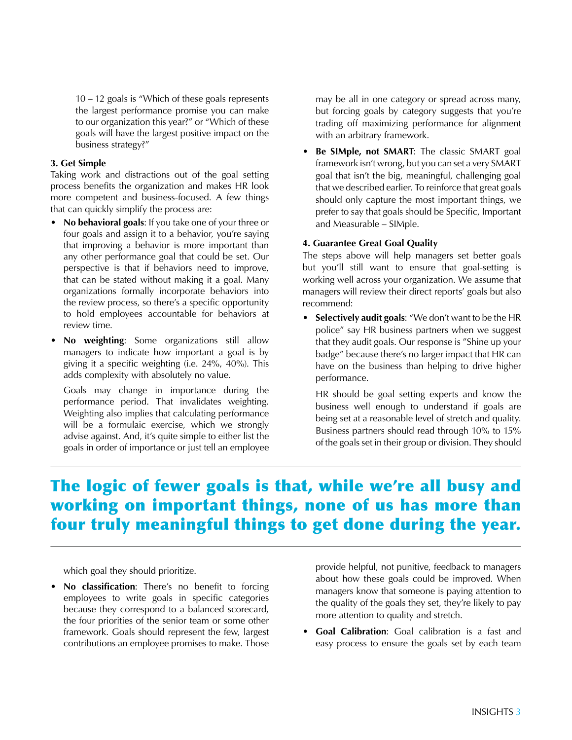10 – 12 goals is "Which of these goals represents the largest performance promise you can make to our organization this year?" or "Which of these goals will have the largest positive impact on the business strategy?"

### 3. Get Simple

Taking work and distractions out of the goal setting process benefits the organization and makes HR look more competent and business-focused. A few things that can quickly simplify the process are:

- **No behavioral goals**: If you take one of your three or four goals and assign it to a behavior, you're saying that improving a behavior is more important than any other performance goal that could be set. Our perspective is that if behaviors need to improve, that can be stated without making it a goal. Many organizations formally incorporate behaviors into the review process, so there's a specific opportunity to hold employees accountable for behaviors at review time.
- **No weighting**: Some organizations still allow managers to indicate how important a goal is by giving it a specific weighting (i.e. 24%, 40%). This adds complexity with absolutely no value.

  Goals may change in importance during the performance period. That invalidates weighting. Weighting also implies that calculating performance will be a formulaic exercise, which we strongly advise against. And, it's quite simple to either list the goals in order of importance or just tell an employee which goal they should prioritize.
- **No classification**: There's no benefit to forcing employees to write goals in specific categories because they correspond to a balanced scorecard, the four priorities of the senior team or some other framework. Goals should represent the few, largest contributions an employee promises to make. Those may be all in one category or spread across many, but forcing goals by category suggests that you're trading off maximizing performance for alignment with an arbitrary framework.
- **Be SIMple, not SMART**: The classic SMART goal framework isn't wrong, but you can set a very SMART goal that isn't the big, meaningful, challenging goal that we described earlier. To reinforce that great goals should only capture the most important things, we prefer to say that goals should be Specific, Important and Measurable – SIMple.

### 4. Guarantee Great Goal Quality

The steps above will help managers set better goals but you'll still want to ensure that goal-setting is working well across your organization. We assume that managers will review their direct reports' goals but also recommend:

- **Selectively audit goals**: "We don't want to be the HR police" say HR business partners when we suggest that they audit goals. Our response is "Shine up your badge" because there's no larger impact that HR can have on the business than helping to drive higher performance.

  HR should be goal setting experts and know the business well enough to understand if goals are being set at a reasonable level of stretch and quality. Business partners should read through 10% to 15% of the goals set in their group or division. They should provide helpful, not punitive, feedback to managers about how these goals could be improved. When managers know that someone is paying attention to the quality of the goals they set, they're likely to pay more attention to quality and stretch.
- **Goal Calibration**: Goal calibration is a fast and easy process to ensure the goals set by each team

> **The logic of fewer goals is that, while we're all busy and working on important things, none of us has more than four truly meaningful things to get done during the year.**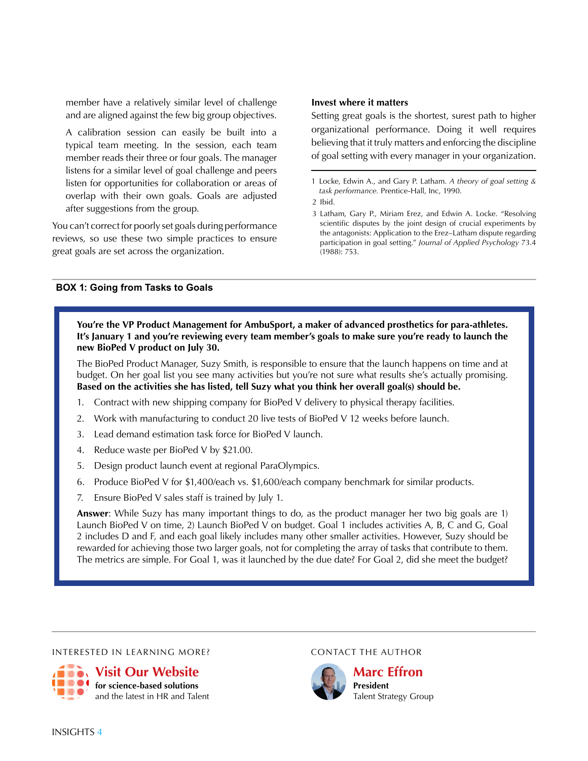member have a relatively similar level of challenge and are aligned against the few big group objectives.

A calibration session can easily be built into a typical team meeting. In the session, each team member reads their three or four goals. The manager listens for a similar level of goal challenge and peers listen for opportunities for collaboration or areas of overlap with their own goals. Goals are adjusted after suggestions from the group.

You can't correct for poorly set goals during performance reviews, so use these two simple practices to ensure great goals are set across the organization.

**Invest where it matters**

Setting great goals is the shortest, surest path to higher organizational performance. Doing it well requires believing that it truly matters and enforcing the discipline of goal setting with every manager in your organization.

1 Locke, Edwin A., and Gary P. Latham. *A theory of goal setting & task performance.* Prentice-Hall, Inc, 1990.

2 Ibid.

3 Latham, Gary P., Miriam Erez, and Edwin A. Locke. "Resolving scientific disputes by the joint design of crucial experiments by the antagonists: Application to the Erez–Latham dispute regarding participation in goal setting." *Journal of Applied Psychology* 73.4 (1988): 753.

**BOX 1: Going from Tasks to Goals**

**You're the VP Product Management for AmbuSport, a maker of advanced prosthetics for para-athletes. It's January 1 and you're reviewing every team member's goals to make sure you're ready to launch the new BioPed V product on July 30.**

The BioPed Product Manager, Suzy Smith, is responsible to ensure that the launch happens on time and at budget. On her goal list you see many activities but you're not sure what results she's actually promising. **Based on the activities she has listed, tell Suzy what you think her overall goal(s) should be.**

1. Contract with new shipping company for BioPed V delivery to physical therapy facilities.
2. Work with manufacturing to conduct 20 live tests of BioPed V 12 weeks before launch.
3. Lead demand estimation task force for BioPed V launch.
4. Reduce waste per BioPed V by $21.00.
5. Design product launch event at regional ParaOlympics.
6. Produce BioPed V for $1,400/each vs. $1,600/each company benchmark for similar products.
7. Ensure BioPed V sales staff is trained by July 1.

**Answer**: While Suzy has many important things to do, as the product manager her two big goals are 1) Launch BioPed V on time, 2) Launch BioPed V on budget. Goal 1 includes activities A, B, C and G, Goal 2 includes D and F, and each goal likely includes many other smaller activities. However, Suzy should be rewarded for achieving those two larger goals, not for completing the array of tasks that contribute to them. The metrics are simple. For Goal 1, was it launched by the due date? For Goal 2, did she meet the budget?

INTERESTED IN LEARNING MORE?

**Visit Our Website**
**for science-based solutions**
and the latest in HR and Talent

CONTACT THE AUTHOR

**Marc Effron**
**President**
Talent Strategy Group